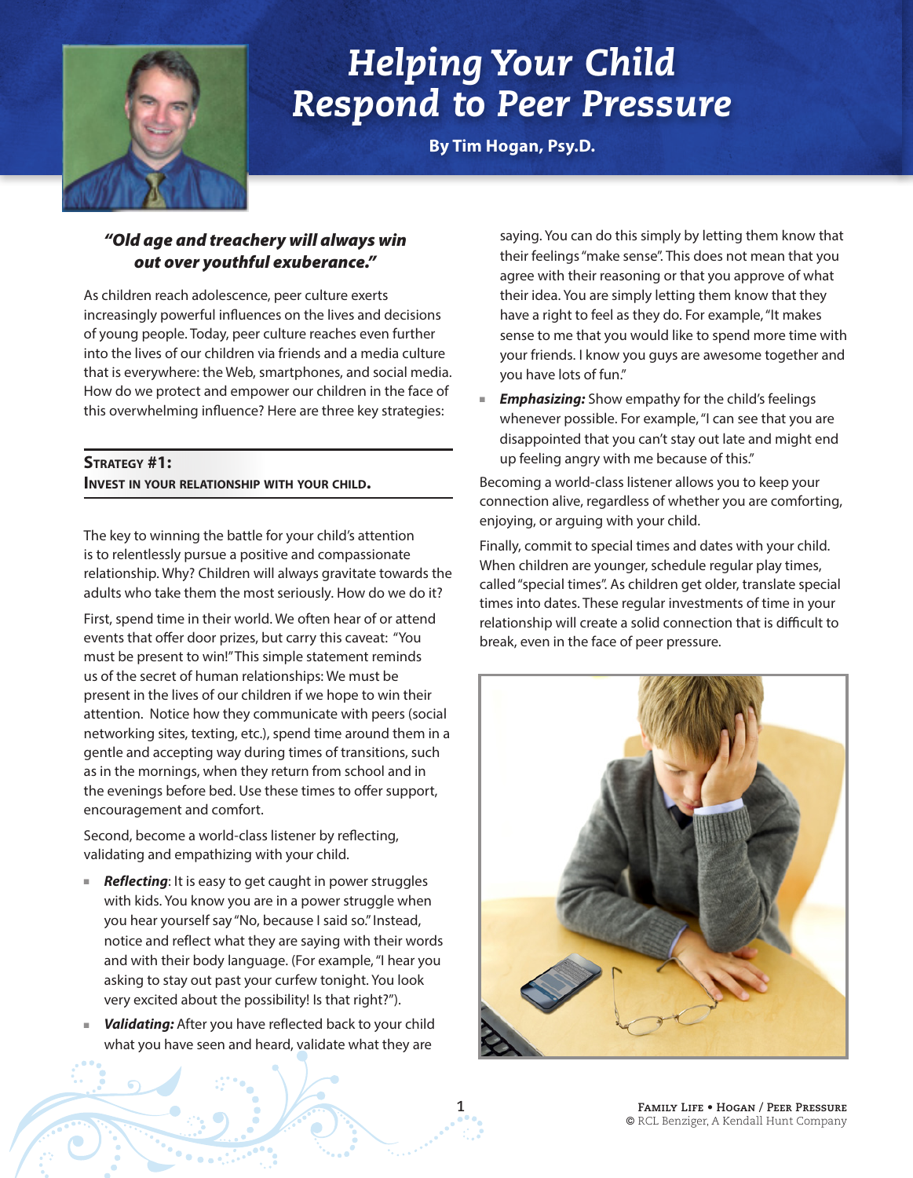# Helping Your Child Respond to Peer Pressure

**By Tim Hogan, Psy.D.**

***"Old age and treachery will always win out over youthful exuberance."***

As children reach adolescence, peer culture exerts increasingly powerful influences on the lives and decisions of young people. Today, peer culture reaches even further into the lives of our children via friends and a media culture that is everywhere: the Web, smartphones, and social media. How do we protect and empower our children in the face of this overwhelming influence? Here are three key strategies:

## Strategy #1: Invest in your relationship with your child.

The key to winning the battle for your child's attention is to relentlessly pursue a positive and compassionate relationship. Why? Children will always gravitate towards the adults who take them the most seriously. How do we do it?

First, spend time in their world. We often hear of or attend events that offer door prizes, but carry this caveat: "You must be present to win!" This simple statement reminds us of the secret of human relationships: We must be present in the lives of our children if we hope to win their attention. Notice how they communicate with peers (social networking sites, texting, etc.), spend time around them in a gentle and accepting way during times of transitions, such as in the mornings, when they return from school and in the evenings before bed. Use these times to offer support, encouragement and comfort.

Second, become a world-class listener by reflecting, validating and empathizing with your child.

- ***Reflecting***: It is easy to get caught in power struggles with kids. You know you are in a power struggle when you hear yourself say "No, because I said so." Instead, notice and reflect what they are saying with their words and with their body language. (For example, "I hear you asking to stay out past your curfew tonight. You look very excited about the possibility! Is that right?").
- ***Validating:*** After you have reflected back to your child what you have seen and heard, validate what they are saying. You can do this simply by letting them know that their feelings "make sense". This does not mean that you agree with their reasoning or that you approve of what their idea. You are simply letting them know that they have a right to feel as they do. For example, "It makes sense to me that you would like to spend more time with your friends. I know you guys are awesome together and you have lots of fun."
- ***Emphasizing:*** Show empathy for the child's feelings whenever possible. For example, "I can see that you are disappointed that you can't stay out late and might end up feeling angry with me because of this."

Becoming a world-class listener allows you to keep your connection alive, regardless of whether you are comforting, enjoying, or arguing with your child.

Finally, commit to special times and dates with your child. When children are younger, schedule regular play times, called "special times". As children get older, translate special times into dates. These regular investments of time in your relationship will create a solid connection that is difficult to break, even in the face of peer pressure.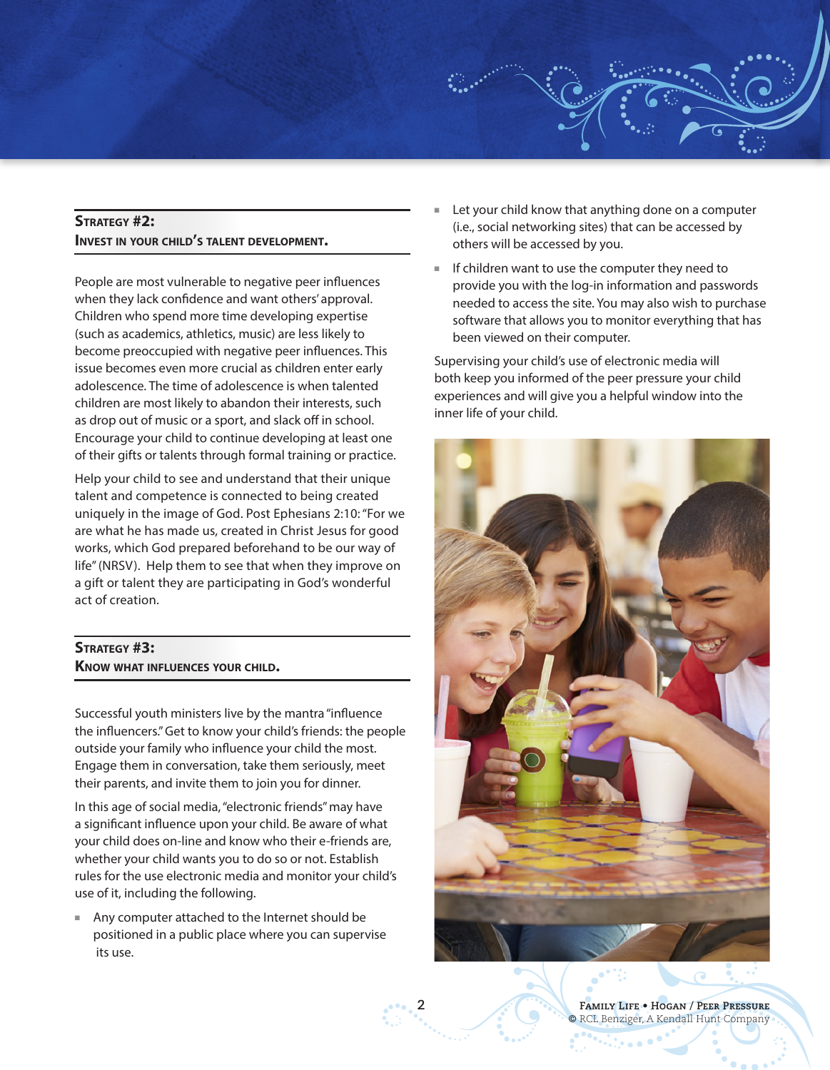## Strategy #2:
## Invest in your child's talent development.

People are most vulnerable to negative peer influences when they lack confidence and want others' approval. Children who spend more time developing expertise (such as academics, athletics, music) are less likely to become preoccupied with negative peer influences. This issue becomes even more crucial as children enter early adolescence. The time of adolescence is when talented children are most likely to abandon their interests, such as drop out of music or a sport, and slack off in school. Encourage your child to continue developing at least one of their gifts or talents through formal training or practice.

Help your child to see and understand that their unique talent and competence is connected to being created uniquely in the image of God. Post Ephesians 2:10: "For we are what he has made us, created in Christ Jesus for good works, which God prepared beforehand to be our way of life" (NRSV). Help them to see that when they improve on a gift or talent they are participating in God's wonderful act of creation.

## Strategy #3:
## Know what influences your child.

Successful youth ministers live by the mantra "influence the influencers." Get to know your child's friends: the people outside your family who influence your child the most. Engage them in conversation, take them seriously, meet their parents, and invite them to join you for dinner.

In this age of social media, "electronic friends" may have a significant influence upon your child. Be aware of what your child does on-line and know who their e-friends are, whether your child wants you to do so or not. Establish rules for the use electronic media and monitor your child's use of it, including the following.

- Any computer attached to the Internet should be positioned in a public place where you can supervise its use.
- Let your child know that anything done on a computer (i.e., social networking sites) that can be accessed by others will be accessed by you.
- If children want to use the computer they need to provide you with the log-in information and passwords needed to access the site. You may also wish to purchase software that allows you to monitor everything that has been viewed on their computer.

Supervising your child's use of electronic media will both keep you informed of the peer pressure your child experiences and will give you a helpful window into the inner life of your child.

Family Life • Hogan / Peer Pressure
© RCL Benziger, A Kendall Hunt Company